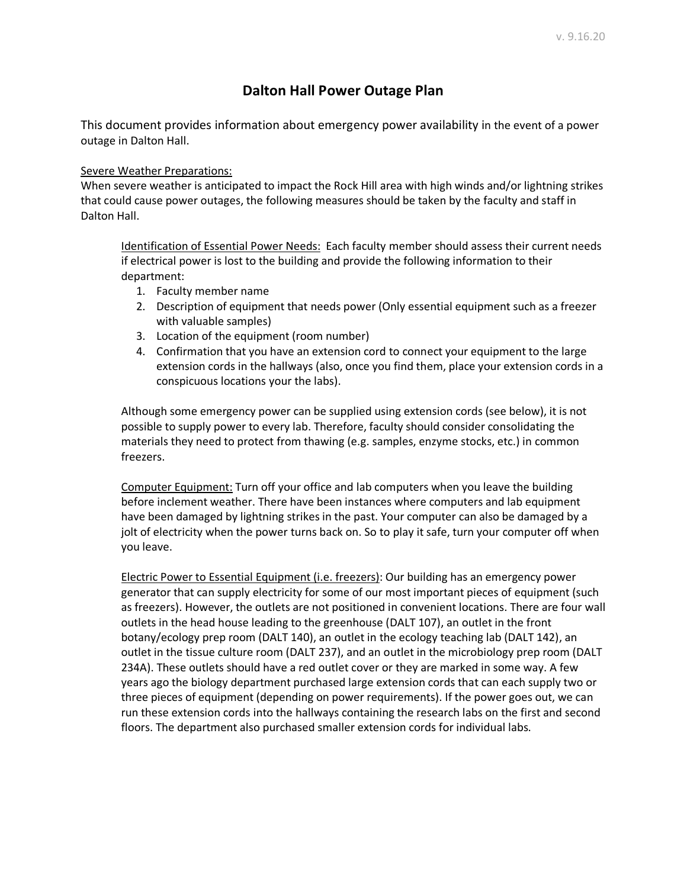# Dalton Hall Power Outage Plan

This document provides information about emergency power availability in the event of a power outage in Dalton Hall.

Severe Weather Preparations:

When severe weather is anticipated to impact the Rock Hill area with high winds and/or lightning strikes that could cause power outages, the following measures should be taken by the faculty and staff in Dalton Hall.

Identification of Essential Power Needs: Each faculty member should assess their current needs if electrical power is lost to the building and provide the following information to their department:

1. Faculty member name
2. Description of equipment that needs power (Only essential equipment such as a freezer with valuable samples)
3. Location of the equipment (room number)
4. Confirmation that you have an extension cord to connect your equipment to the large extension cords in the hallways (also, once you find them, place your extension cords in a conspicuous locations your the labs).

Although some emergency power can be supplied using extension cords (see below), it is not possible to supply power to every lab. Therefore, faculty should consider consolidating the materials they need to protect from thawing (e.g. samples, enzyme stocks, etc.) in common freezers.

Computer Equipment: Turn off your office and lab computers when you leave the building before inclement weather. There have been instances where computers and lab equipment have been damaged by lightning strikes in the past. Your computer can also be damaged by a jolt of electricity when the power turns back on. So to play it safe, turn your computer off when you leave.

Electric Power to Essential Equipment (i.e. freezers): Our building has an emergency power generator that can supply electricity for some of our most important pieces of equipment (such as freezers). However, the outlets are not positioned in convenient locations. There are four wall outlets in the head house leading to the greenhouse (DALT 107), an outlet in the front botany/ecology prep room (DALT 140), an outlet in the ecology teaching lab (DALT 142), an outlet in the tissue culture room (DALT 237), and an outlet in the microbiology prep room (DALT 234A). These outlets should have a red outlet cover or they are marked in some way. A few years ago the biology department purchased large extension cords that can each supply two or three pieces of equipment (depending on power requirements). If the power goes out, we can run these extension cords into the hallways containing the research labs on the first and second floors. The department also purchased smaller extension cords for individual labs.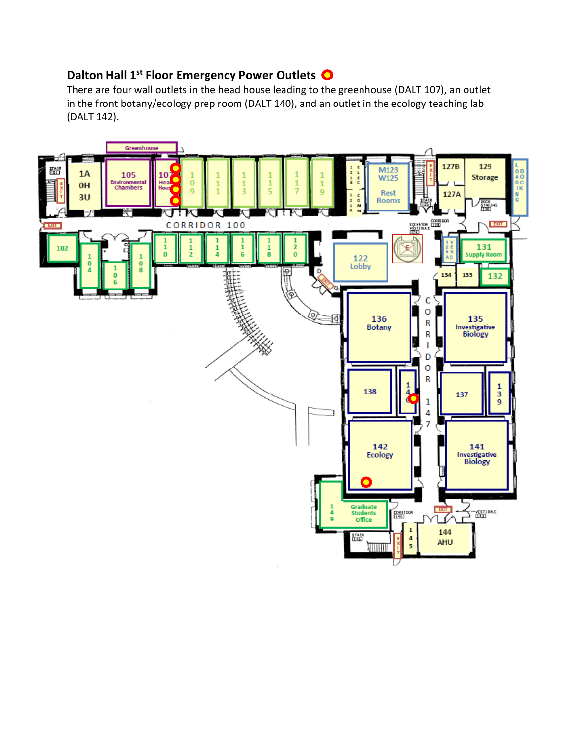## Dalton Hall 1[st] Floor Emergency Power Outlets

There are four wall outlets in the head house leading to the greenhouse (DALT 107), an outlet in the front botany/ecology prep room (DALT 140), and an outlet in the ecology teaching lab (DALT 142).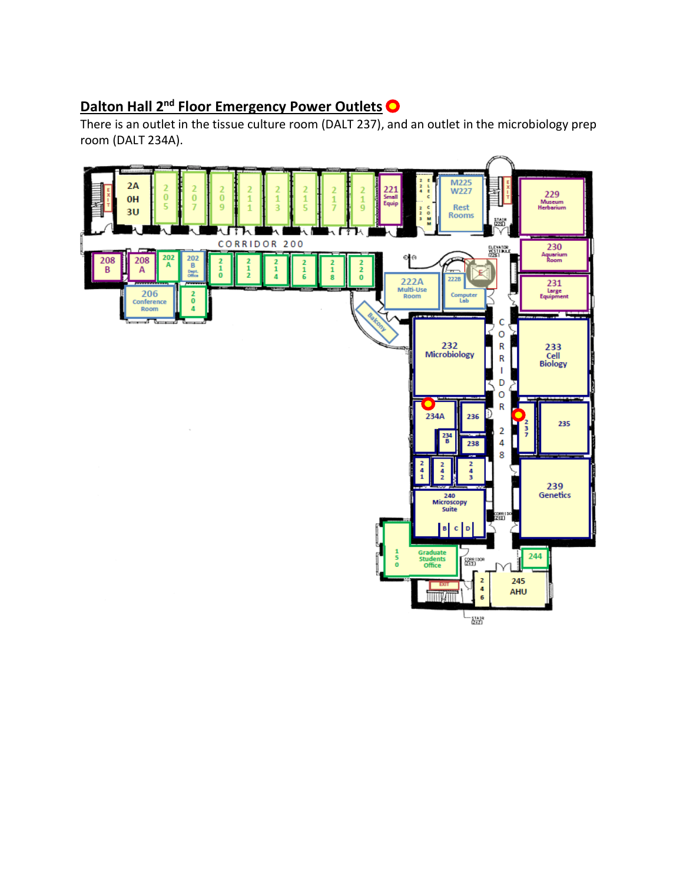## Dalton Hall 2nd Floor Emergency Power Outlets

There is an outlet in the tissue culture room (DALT 237), and an outlet in the microbiology prep room (DALT 234A).

EXIT

2A
0H
3U

205
207
209
211
213
215
217
219

221
Small
Equip

224
ELEC
223
COMM

M225
W227
Rest
Rooms

EXIT

STAIR
228

229
Museum
Herbarium

CORRIDOR 200

208
B

208
A

202
A

202
B
Dept.
Office

210
212
214
216
218
220

206
Conference
Room

204

222A
Multi-Use
Room

222B
Computer
Lab

E

ELEVATOR
VESTIBULE
226

230
Aquarium
Room

231
Large
Equipment

Balcony

232
Microbiology

CORRIDOR 248

233
Cell
Biology

234A

236

234
B

238

237

235

241
242
243

240
Microscopy
Suite

B
C
D

CORRIDOR
249

239
Genetics

150
Graduate
Students
Office

CORRIDOR
251

244

EXIT

246

245
AHU

STAIR
247